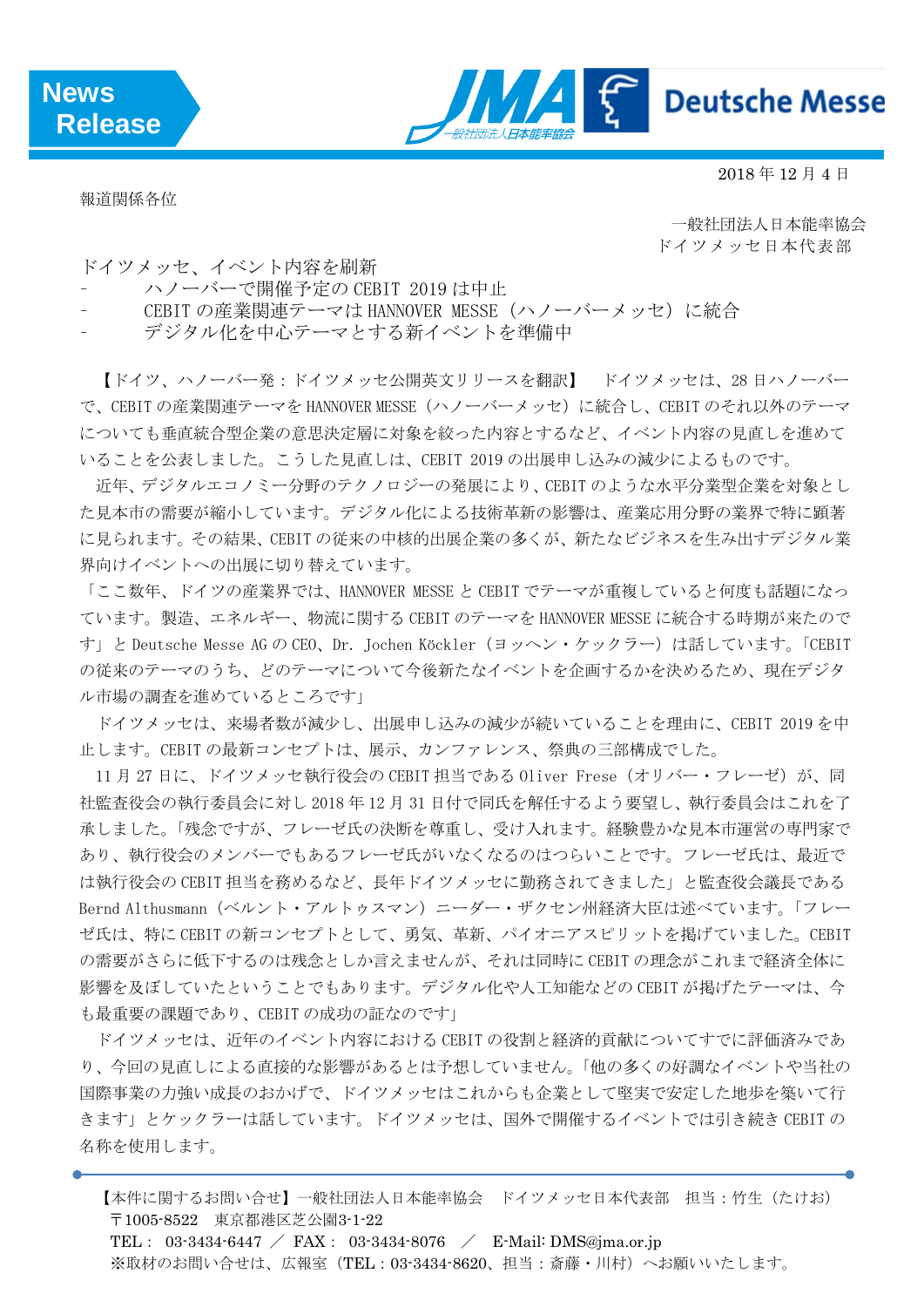**News Release**

JMA 一般社団法人日本能率協会 ／ Deutsche Messe

2018 年 12 月 4 日

報道関係各位

一般社団法人日本能率協会
ドイツメッセ日本代表部

## ドイツメッセ、イベント内容を刷新

- ハノーバーで開催予定の CEBIT 2019 は中止
- CEBIT の産業関連テーマは HANNOVER MESSE（ハノーバーメッセ）に統合
- デジタル化を中心テーマとする新イベントを準備中

【ドイツ、ハノーバー発：ドイツメッセ公開英文リリースを翻訳】　ドイツメッセは、28 日ハノーバーで、CEBIT の産業関連テーマを HANNOVER MESSE（ハノーバーメッセ）に統合し、CEBIT のそれ以外のテーマについても垂直統合型企業の意思決定層に対象を絞った内容とするなど、イベント内容の見直しを進めていることを公表しました。こうした見直しは、CEBIT 2019 の出展申し込みの減少によるものです。

近年、デジタルエコノミー分野のテクノロジーの発展により、CEBIT のような水平分業型企業を対象とした見本市の需要が縮小しています。デジタル化による技術革新の影響は、産業応用分野の業界で特に顕著に見られます。その結果、CEBIT の従来の中核的出展企業の多くが、新たなビジネスを生み出すデジタル業界向けイベントへの出展に切り替えています。

「ここ数年、ドイツの産業界では、HANNOVER MESSE と CEBIT でテーマが重複していると何度も話題になっています。製造、エネルギー、物流に関する CEBIT のテーマを HANNOVER MESSE に統合する時期が来たのです」と Deutsche Messe AG の CEO、Dr. Jochen Köckler（ヨッヘン・ケックラー）は話しています。「CEBIT の従来のテーマのうち、どのテーマについて今後新たなイベントを企画するかを決めるため、現在デジタル市場の調査を進めているところです」

ドイツメッセは、来場者数が減少し、出展申し込みの減少が続いていることを理由に、CEBIT 2019 を中止します。CEBIT の最新コンセプトは、展示、カンファレンス、祭典の三部構成でした。

11 月 27 日に、ドイツメッセ執行役会の CEBIT 担当である Oliver Frese（オリバー・フレーゼ）が、同社監査役会の執行委員会に対し 2018 年 12 月 31 日付で同氏を解任するよう要望し、執行委員会はこれを了承しました。「残念ですが、フレーゼ氏の決断を尊重し、受け入れます。経験豊かな見本市運営の専門家であり、執行役会のメンバーでもあるフレーゼ氏がいなくなるのはつらいことです。フレーゼ氏は、最近では執行役会の CEBIT 担当を務めるなど、長年ドイツメッセに勤務されてきました」と監査役会議長である Bernd Althusmann（ベルント・アルトゥスマン）ニーダー・ザクセン州経済大臣は述べています。「フレーゼ氏は、特に CEBIT の新コンセプトとして、勇気、革新、パイオニアスピリットを掲げていました。CEBIT の需要がさらに低下するのは残念としか言えませんが、それは同時に CEBIT の理念がこれまで経済全体に影響を及ぼしていたということでもあります。デジタル化や人工知能などの CEBIT が掲げたテーマは、今も最重要の課題であり、CEBIT の成功の証なのです」

ドイツメッセは、近年のイベント内容における CEBIT の役割と経済的貢献についてすでに評価済みであり、今回の見直しによる直接的な影響があるとは予想していません。「他の多くの好調なイベントや当社の国際事業の力強い成長のおかげで、ドイツメッセはこれからも企業として堅実で安定した地歩を築いて行きます」とケックラーは話しています。ドイツメッセは、国外で開催するイベントでは引き続き CEBIT の名称を使用します。

---

【本件に関するお問い合せ】一般社団法人日本能率協会　ドイツメッセ日本代表部　担当：竹生（たけお）
〒1005-8522　東京都港区芝公園3-1-22
TEL： 03-3434-6447 ／ FAX： 03-3434-8076　／　E-Mail: DMS@jma.or.jp
※取材のお問い合せは、広報室（TEL：03-3434-8620、担当：斎藤・川村）へお願いいたします。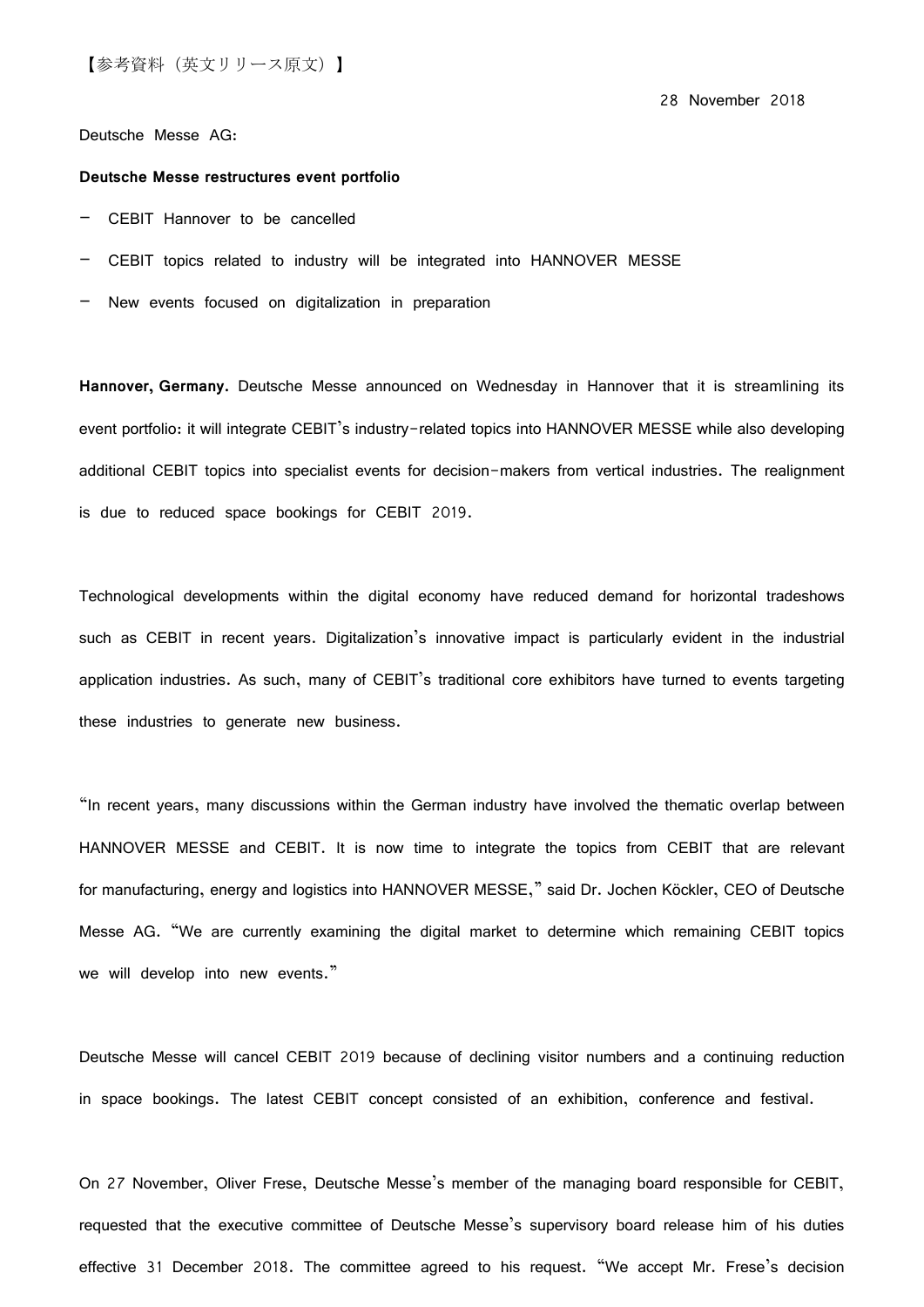【参考資料（英文リリース原文）】

28 November 2018

Deutsche Messe AG:

**Deutsche Messe restructures event portfolio**

- CEBIT Hannover to be cancelled
- CEBIT topics related to industry will be integrated into HANNOVER MESSE
- New events focused on digitalization in preparation

**Hannover, Germany.** Deutsche Messe announced on Wednesday in Hannover that it is streamlining its event portfolio: it will integrate CEBIT's industry-related topics into HANNOVER MESSE while also developing additional CEBIT topics into specialist events for decision-makers from vertical industries. The realignment is due to reduced space bookings for CEBIT 2019.

Technological developments within the digital economy have reduced demand for horizontal tradeshows such as CEBIT in recent years. Digitalization's innovative impact is particularly evident in the industrial application industries. As such, many of CEBIT's traditional core exhibitors have turned to events targeting these industries to generate new business.

"In recent years, many discussions within the German industry have involved the thematic overlap between HANNOVER MESSE and CEBIT. It is now time to integrate the topics from CEBIT that are relevant for manufacturing, energy and logistics into HANNOVER MESSE," said Dr. Jochen Köckler, CEO of Deutsche Messe AG. "We are currently examining the digital market to determine which remaining CEBIT topics we will develop into new events."

Deutsche Messe will cancel CEBIT 2019 because of declining visitor numbers and a continuing reduction in space bookings. The latest CEBIT concept consisted of an exhibition, conference and festival.

On 27 November, Oliver Frese, Deutsche Messe's member of the managing board responsible for CEBIT, requested that the executive committee of Deutsche Messe's supervisory board release him of his duties effective 31 December 2018. The committee agreed to his request. "We accept Mr. Frese's decision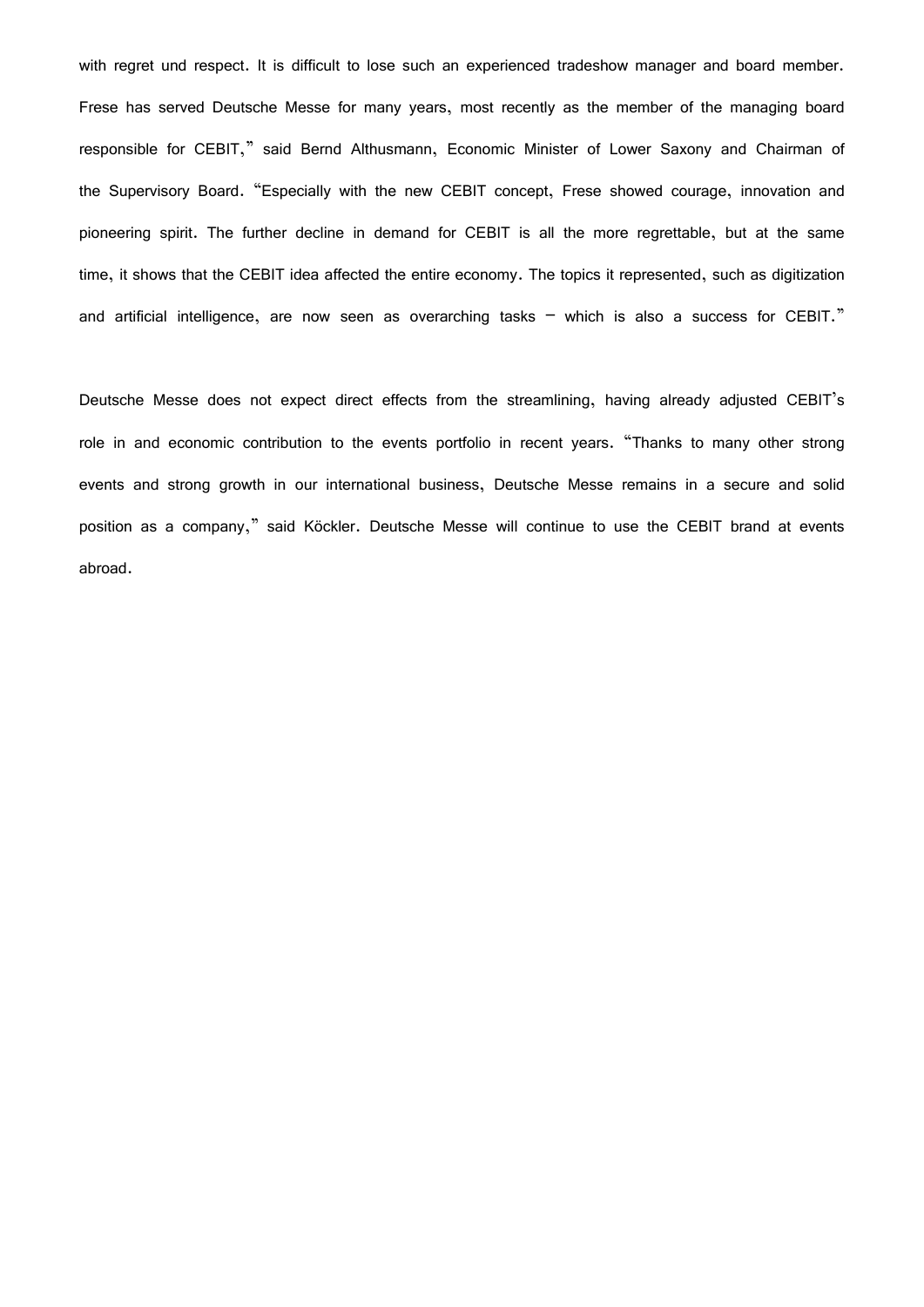with regret und respect. It is difficult to lose such an experienced tradeshow manager and board member. Frese has served Deutsche Messe for many years, most recently as the member of the managing board responsible for CEBIT," said Bernd Althusmann, Economic Minister of Lower Saxony and Chairman of the Supervisory Board. "Especially with the new CEBIT concept, Frese showed courage, innovation and pioneering spirit. The further decline in demand for CEBIT is all the more regrettable, but at the same time, it shows that the CEBIT idea affected the entire economy. The topics it represented, such as digitization and artificial intelligence, are now seen as overarching tasks – which is also a success for CEBIT."

Deutsche Messe does not expect direct effects from the streamlining, having already adjusted CEBIT's role in and economic contribution to the events portfolio in recent years. "Thanks to many other strong events and strong growth in our international business, Deutsche Messe remains in a secure and solid position as a company," said Köckler. Deutsche Messe will continue to use the CEBIT brand at events abroad.